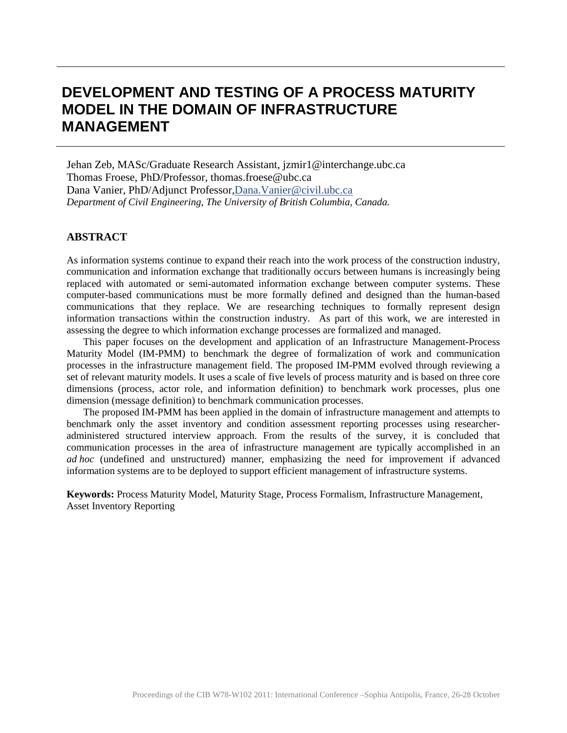# DEVELOPMENT AND TESTING OF A PROCESS MATURITY MODEL IN THE DOMAIN OF INFRASTRUCTURE MANAGEMENT

Jehan Zeb, MASc/Graduate Research Assistant, jzmir1@interchange.ubc.ca
Thomas Froese, PhD/Professor, thomas.froese@ubc.ca
Dana Vanier, PhD/Adjunct Professor, Dana.Vanier@civil.ubc.ca
*Department of Civil Engineering, The University of British Columbia, Canada.*

## ABSTRACT

As information systems continue to expand their reach into the work process of the construction industry, communication and information exchange that traditionally occurs between humans is increasingly being replaced with automated or semi-automated information exchange between computer systems. These computer-based communications must be more formally defined and designed than the human-based communications that they replace. We are researching techniques to formally represent design information transactions within the construction industry. As part of this work, we are interested in assessing the degree to which information exchange processes are formalized and managed.

This paper focuses on the development and application of an Infrastructure Management-Process Maturity Model (IM-PMM) to benchmark the degree of formalization of work and communication processes in the infrastructure management field. The proposed IM-PMM evolved through reviewing a set of relevant maturity models. It uses a scale of five levels of process maturity and is based on three core dimensions (process, actor role, and information definition) to benchmark work processes, plus one dimension (message definition) to benchmark communication processes.

The proposed IM-PMM has been applied in the domain of infrastructure management and attempts to benchmark only the asset inventory and condition assessment reporting processes using researcher-administered structured interview approach. From the results of the survey, it is concluded that communication processes in the area of infrastructure management are typically accomplished in an *ad hoc* (undefined and unstructured) manner, emphasizing the need for improvement if advanced information systems are to be deployed to support efficient management of infrastructure systems.

**Keywords:** Process Maturity Model, Maturity Stage, Process Formalism, Infrastructure Management, Asset Inventory Reporting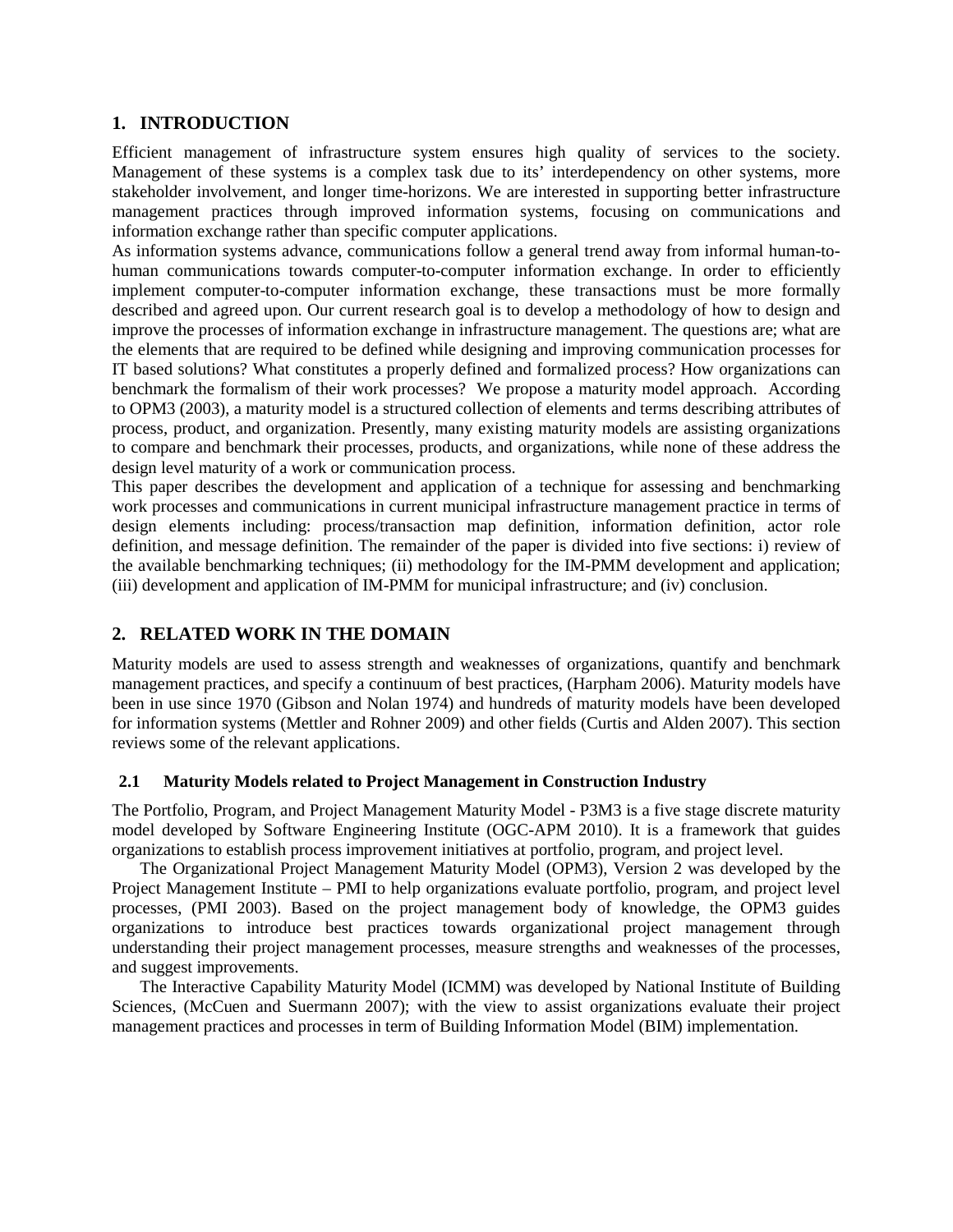## 1. INTRODUCTION

Efficient management of infrastructure system ensures high quality of services to the society. Management of these systems is a complex task due to its' interdependency on other systems, more stakeholder involvement, and longer time-horizons. We are interested in supporting better infrastructure management practices through improved information systems, focusing on communications and information exchange rather than specific computer applications.

As information systems advance, communications follow a general trend away from informal human-to-human communications towards computer-to-computer information exchange. In order to efficiently implement computer-to-computer information exchange, these transactions must be more formally described and agreed upon. Our current research goal is to develop a methodology of how to design and improve the processes of information exchange in infrastructure management. The questions are; what are the elements that are required to be defined while designing and improving communication processes for IT based solutions? What constitutes a properly defined and formalized process? How organizations can benchmark the formalism of their work processes? We propose a maturity model approach. According to OPM3 (2003), a maturity model is a structured collection of elements and terms describing attributes of process, product, and organization. Presently, many existing maturity models are assisting organizations to compare and benchmark their processes, products, and organizations, while none of these address the design level maturity of a work or communication process.

This paper describes the development and application of a technique for assessing and benchmarking work processes and communications in current municipal infrastructure management practice in terms of design elements including: process/transaction map definition, information definition, actor role definition, and message definition. The remainder of the paper is divided into five sections: i) review of the available benchmarking techniques; (ii) methodology for the IM-PMM development and application; (iii) development and application of IM-PMM for municipal infrastructure; and (iv) conclusion.

## 2. RELATED WORK IN THE DOMAIN

Maturity models are used to assess strength and weaknesses of organizations, quantify and benchmark management practices, and specify a continuum of best practices, (Harpham 2006). Maturity models have been in use since 1970 (Gibson and Nolan 1974) and hundreds of maturity models have been developed for information systems (Mettler and Rohner 2009) and other fields (Curtis and Alden 2007). This section reviews some of the relevant applications.

### 2.1 Maturity Models related to Project Management in Construction Industry

The Portfolio, Program, and Project Management Maturity Model - P3M3 is a five stage discrete maturity model developed by Software Engineering Institute (OGC-APM 2010). It is a framework that guides organizations to establish process improvement initiatives at portfolio, program, and project level.

The Organizational Project Management Maturity Model (OPM3), Version 2 was developed by the Project Management Institute – PMI to help organizations evaluate portfolio, program, and project level processes, (PMI 2003). Based on the project management body of knowledge, the OPM3 guides organizations to introduce best practices towards organizational project management through understanding their project management processes, measure strengths and weaknesses of the processes, and suggest improvements.

The Interactive Capability Maturity Model (ICMM) was developed by National Institute of Building Sciences, (McCuen and Suermann 2007); with the view to assist organizations evaluate their project management practices and processes in term of Building Information Model (BIM) implementation.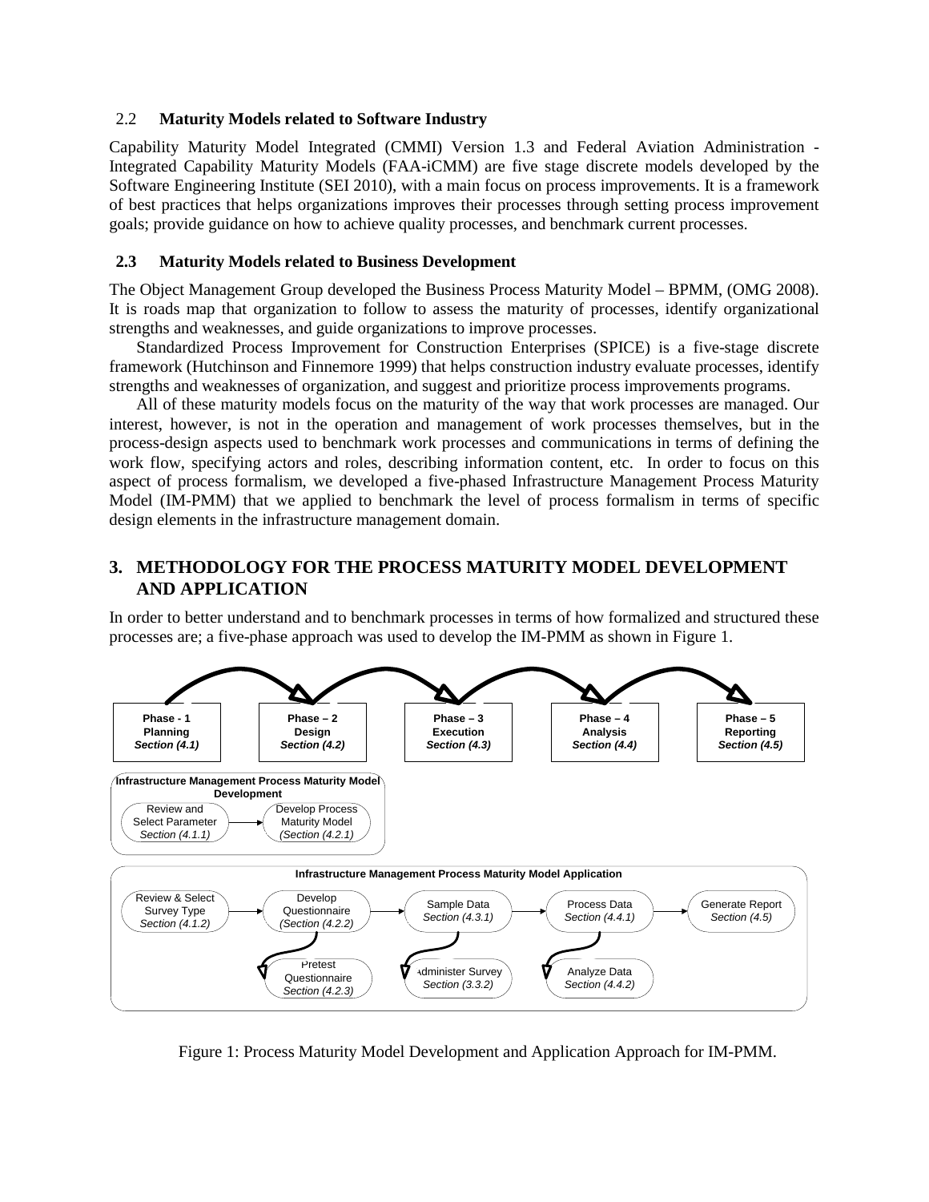### 2.2 Maturity Models related to Software Industry

Capability Maturity Model Integrated (CMMI) Version 1.3 and Federal Aviation Administration - Integrated Capability Maturity Models (FAA-iCMM) are five stage discrete models developed by the Software Engineering Institute (SEI 2010), with a main focus on process improvements. It is a framework of best practices that helps organizations improves their processes through setting process improvement goals; provide guidance on how to achieve quality processes, and benchmark current processes.

### 2.3 Maturity Models related to Business Development

The Object Management Group developed the Business Process Maturity Model – BPMM, (OMG 2008). It is roads map that organization to follow to assess the maturity of processes, identify organizational strengths and weaknesses, and guide organizations to improve processes.

Standardized Process Improvement for Construction Enterprises (SPICE) is a five-stage discrete framework (Hutchinson and Finnemore 1999) that helps construction industry evaluate processes, identify strengths and weaknesses of organization, and suggest and prioritize process improvements programs.

All of these maturity models focus on the maturity of the way that work processes are managed. Our interest, however, is not in the operation and management of work processes themselves, but in the process-design aspects used to benchmark work processes and communications in terms of defining the work flow, specifying actors and roles, describing information content, etc. In order to focus on this aspect of process formalism, we developed a five-phased Infrastructure Management Process Maturity Model (IM-PMM) that we applied to benchmark the level of process formalism in terms of specific design elements in the infrastructure management domain.

## 3. METHODOLOGY FOR THE PROCESS MATURITY MODEL DEVELOPMENT AND APPLICATION

In order to better understand and to benchmark processes in terms of how formalized and structured these processes are; a five-phase approach was used to develop the IM-PMM as shown in Figure 1.

Phase - 1 Planning *Section (4.1)* → Phase – 2 Design *Section (4.2)* → Phase – 3 Execution *Section (4.3)* → Phase – 4 Analysis *Section (4.4)* → Phase – 5 Reporting *Section (4.5)*

**Infrastructure Management Process Maturity Model Development**

Review and Select Parameter *Section (4.1.1)* → Develop Process Maturity Model *(Section (4.2.1)*

**Infrastructure Management Process Maturity Model Application**

Review & Select Survey Type *Section (4.1.2)* → Develop Questionnaire *(Section (4.2.2)* → Sample Data *Section (4.3.1)* → Process Data *Section (4.4.1)* → Generate Report *Section (4.5)*

Pretest Questionnaire *Section (4.2.3)*; Administer Survey *Section (3.3.2)*; Analyze Data *Section (4.4.2)*

Figure 1: Process Maturity Model Development and Application Approach for IM-PMM.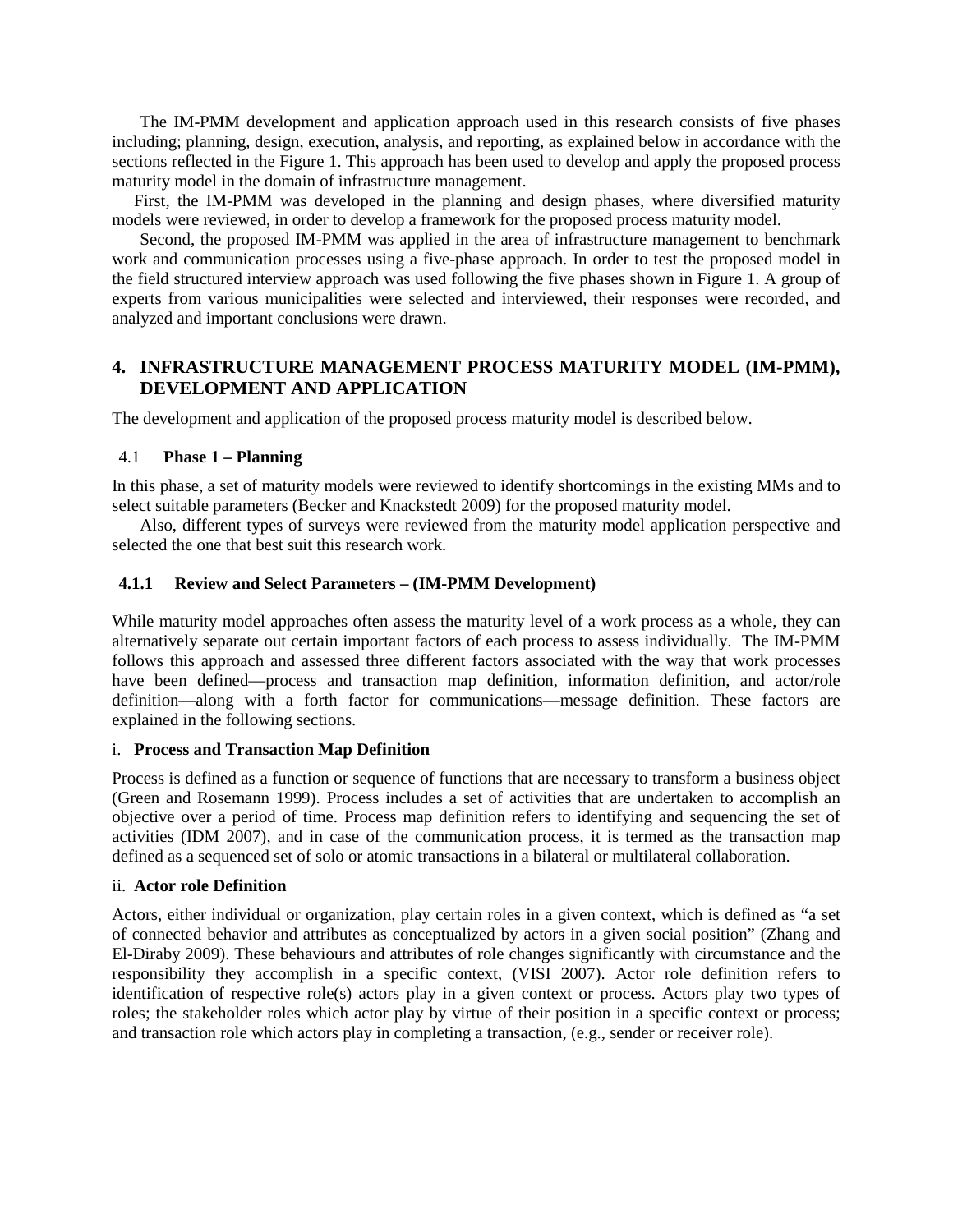The IM-PMM development and application approach used in this research consists of five phases including; planning, design, execution, analysis, and reporting, as explained below in accordance with the sections reflected in the Figure 1. This approach has been used to develop and apply the proposed process maturity model in the domain of infrastructure management.

First, the IM-PMM was developed in the planning and design phases, where diversified maturity models were reviewed, in order to develop a framework for the proposed process maturity model.

Second, the proposed IM-PMM was applied in the area of infrastructure management to benchmark work and communication processes using a five-phase approach. In order to test the proposed model in the field structured interview approach was used following the five phases shown in Figure 1. A group of experts from various municipalities were selected and interviewed, their responses were recorded, and analyzed and important conclusions were drawn.

# 4. INFRASTRUCTURE MANAGEMENT PROCESS MATURITY MODEL (IM-PMM), DEVELOPMENT AND APPLICATION

The development and application of the proposed process maturity model is described below.

## 4.1 Phase 1 – Planning

In this phase, a set of maturity models were reviewed to identify shortcomings in the existing MMs and to select suitable parameters (Becker and Knackstedt 2009) for the proposed maturity model.

Also, different types of surveys were reviewed from the maturity model application perspective and selected the one that best suit this research work.

### 4.1.1 Review and Select Parameters – (IM-PMM Development)

While maturity model approaches often assess the maturity level of a work process as a whole, they can alternatively separate out certain important factors of each process to assess individually. The IM-PMM follows this approach and assessed three different factors associated with the way that work processes have been defined—process and transaction map definition, information definition, and actor/role definition—along with a forth factor for communications—message definition. These factors are explained in the following sections.

#### i. Process and Transaction Map Definition

Process is defined as a function or sequence of functions that are necessary to transform a business object (Green and Rosemann 1999). Process includes a set of activities that are undertaken to accomplish an objective over a period of time. Process map definition refers to identifying and sequencing the set of activities (IDM 2007), and in case of the communication process, it is termed as the transaction map defined as a sequenced set of solo or atomic transactions in a bilateral or multilateral collaboration.

#### ii. Actor role Definition

Actors, either individual or organization, play certain roles in a given context, which is defined as "a set of connected behavior and attributes as conceptualized by actors in a given social position" (Zhang and El-Diraby 2009). These behaviours and attributes of role changes significantly with circumstance and the responsibility they accomplish in a specific context, (VISI 2007). Actor role definition refers to identification of respective role(s) actors play in a given context or process. Actors play two types of roles; the stakeholder roles which actor play by virtue of their position in a specific context or process; and transaction role which actors play in completing a transaction, (e.g., sender or receiver role).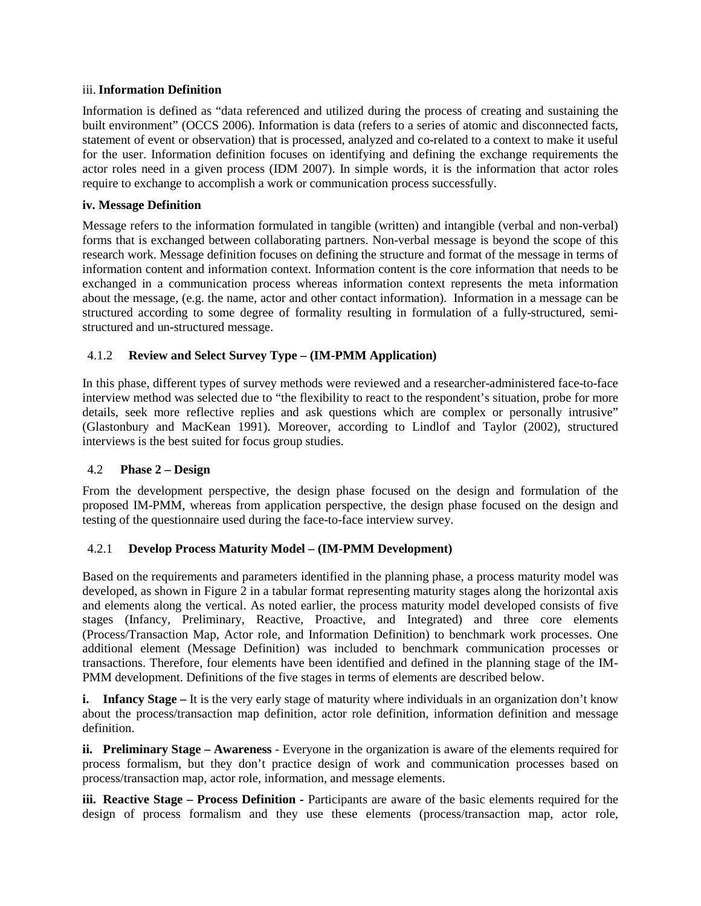iii. **Information Definition**

Information is defined as "data referenced and utilized during the process of creating and sustaining the built environment" (OCCS 2006). Information is data (refers to a series of atomic and disconnected facts, statement of event or observation) that is processed, analyzed and co-related to a context to make it useful for the user. Information definition focuses on identifying and defining the exchange requirements the actor roles need in a given process (IDM 2007). In simple words, it is the information that actor roles require to exchange to accomplish a work or communication process successfully.

**iv. Message Definition**

Message refers to the information formulated in tangible (written) and intangible (verbal and non-verbal) forms that is exchanged between collaborating partners. Non-verbal message is beyond the scope of this research work. Message definition focuses on defining the structure and format of the message in terms of information content and information context. Information content is the core information that needs to be exchanged in a communication process whereas information context represents the meta information about the message, (e.g. the name, actor and other contact information). Information in a message can be structured according to some degree of formality resulting in formulation of a fully-structured, semi-structured and un-structured message.

### 4.1.2 Review and Select Survey Type – (IM-PMM Application)

In this phase, different types of survey methods were reviewed and a researcher-administered face-to-face interview method was selected due to "the flexibility to react to the respondent's situation, probe for more details, seek more reflective replies and ask questions which are complex or personally intrusive" (Glastonbury and MacKean 1991). Moreover, according to Lindlof and Taylor (2002), structured interviews is the best suited for focus group studies.

## 4.2 Phase 2 – Design

From the development perspective, the design phase focused on the design and formulation of the proposed IM-PMM, whereas from application perspective, the design phase focused on the design and testing of the questionnaire used during the face-to-face interview survey.

### 4.2.1 Develop Process Maturity Model – (IM-PMM Development)

Based on the requirements and parameters identified in the planning phase, a process maturity model was developed, as shown in Figure 2 in a tabular format representing maturity stages along the horizontal axis and elements along the vertical. As noted earlier, the process maturity model developed consists of five stages (Infancy, Preliminary, Reactive, Proactive, and Integrated) and three core elements (Process/Transaction Map, Actor role, and Information Definition) to benchmark work processes. One additional element (Message Definition) was included to benchmark communication processes or transactions. Therefore, four elements have been identified and defined in the planning stage of the IM-PMM development. Definitions of the five stages in terms of elements are described below.

**i. Infancy Stage –** It is the very early stage of maturity where individuals in an organization don't know about the process/transaction map definition, actor role definition, information definition and message definition.

**ii. Preliminary Stage – Awareness** - Everyone in the organization is aware of the elements required for process formalism, but they don't practice design of work and communication processes based on process/transaction map, actor role, information, and message elements.

**iii. Reactive Stage – Process Definition -** Participants are aware of the basic elements required for the design of process formalism and they use these elements (process/transaction map, actor role,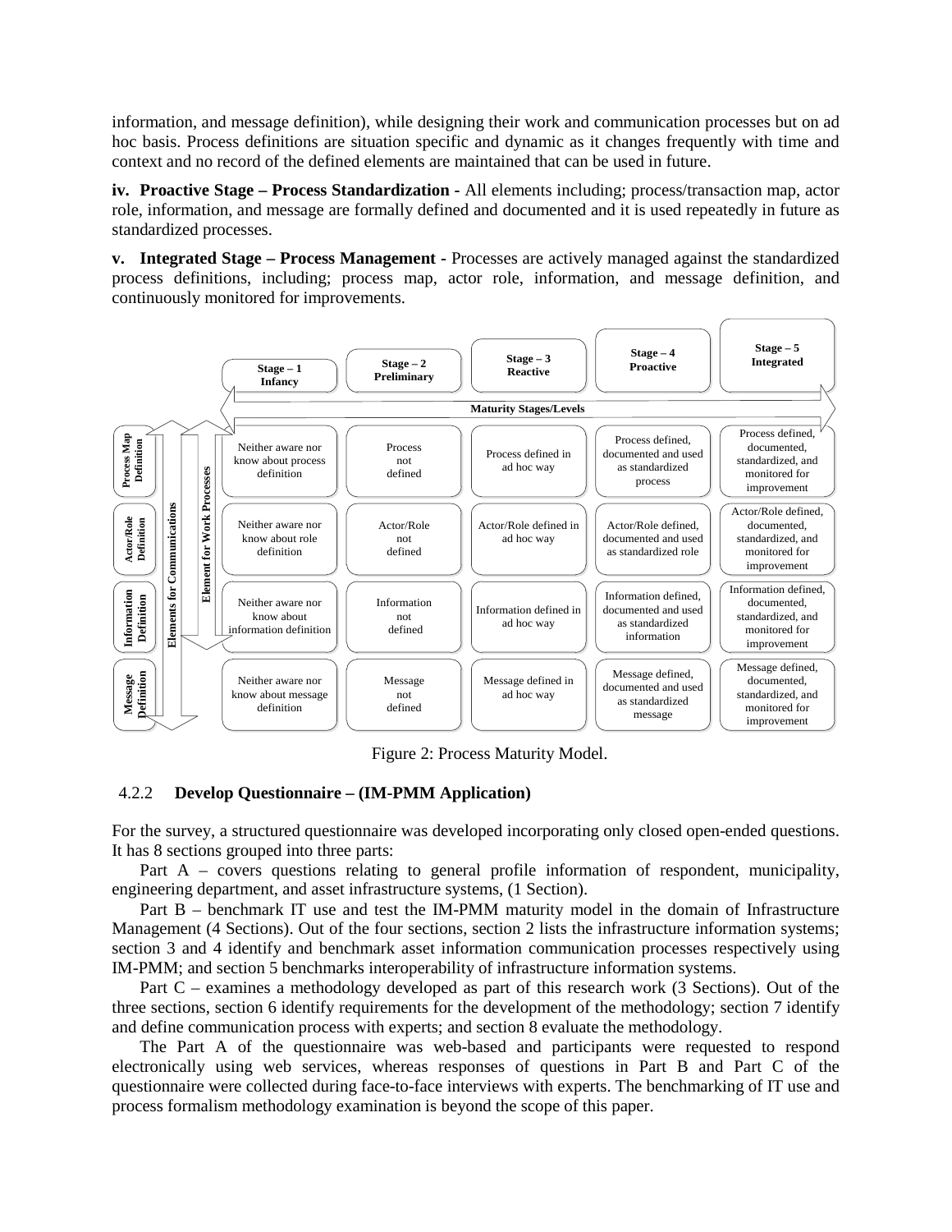information, and message definition), while designing their work and communication processes but on ad hoc basis. Process definitions are situation specific and dynamic as it changes frequently with time and context and no record of the defined elements are maintained that can be used in future.

**iv. Proactive Stage – Process Standardization -** All elements including; process/transaction map, actor role, information, and message are formally defined and documented and it is used repeatedly in future as standardized processes.

**v. Integrated Stage – Process Management -** Processes are actively managed against the standardized process definitions, including; process map, actor role, information, and message definition, and continuously monitored for improvements.

| Elements | Stage – 1 Infancy | Stage – 2 Preliminary | Stage – 3 Reactive | Stage – 4 Proactive | Stage – 5 Integrated |
|---|---|---|---|---|---|
| Process Map Definition | Neither aware nor know about process definition | Process not defined | Process defined in ad hoc way | Process defined, documented and used as standardized process | Process defined, documented, standardized, and monitored for improvement |
| Actor/Role Definition | Neither aware nor know about role definition | Actor/Role not defined | Actor/Role defined in ad hoc way | Actor/Role defined, documented and used as standardized role | Actor/Role defined, documented, standardized, and monitored for improvement |
| Information Definition | Neither aware nor know about information definition | Information not defined | Information defined in ad hoc way | Information defined, documented and used as standardized information | Information defined, documented, standardized, and monitored for improvement |
| Message Definition | Neither aware nor know about message definition | Message not defined | Message defined in ad hoc way | Message defined, documented and used as standardized message | Message defined, documented, standardized, and monitored for improvement |

Maturity Stages/Levels; Elements for Communications; Element for Work Processes

Figure 2: Process Maturity Model.

### 4.2.2 Develop Questionnaire – (IM-PMM Application)

For the survey, a structured questionnaire was developed incorporating only closed open-ended questions. It has 8 sections grouped into three parts:

Part A – covers questions relating to general profile information of respondent, municipality, engineering department, and asset infrastructure systems, (1 Section).

Part B – benchmark IT use and test the IM-PMM maturity model in the domain of Infrastructure Management (4 Sections). Out of the four sections, section 2 lists the infrastructure information systems; section 3 and 4 identify and benchmark asset information communication processes respectively using IM-PMM; and section 5 benchmarks interoperability of infrastructure information systems.

Part C – examines a methodology developed as part of this research work (3 Sections). Out of the three sections, section 6 identify requirements for the development of the methodology; section 7 identify and define communication process with experts; and section 8 evaluate the methodology.

The Part A of the questionnaire was web-based and participants were requested to respond electronically using web services, whereas responses of questions in Part B and Part C of the questionnaire were collected during face-to-face interviews with experts. The benchmarking of IT use and process formalism methodology examination is beyond the scope of this paper.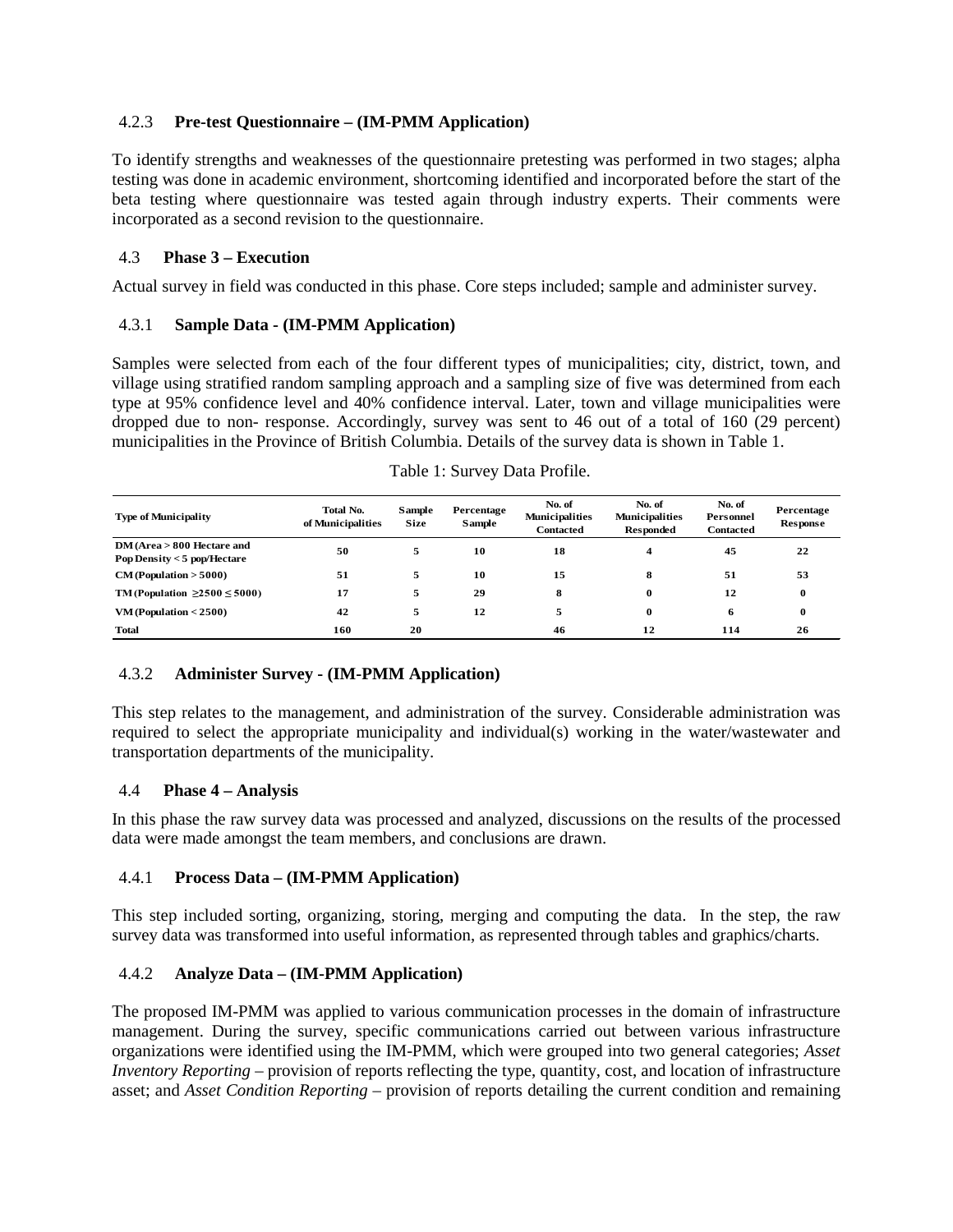#### 4.2.3 **Pre-test Questionnaire – (IM-PMM Application)**

To identify strengths and weaknesses of the questionnaire pretesting was performed in two stages; alpha testing was done in academic environment, shortcoming identified and incorporated before the start of the beta testing where questionnaire was tested again through industry experts. Their comments were incorporated as a second revision to the questionnaire.

### 4.3 **Phase 3 – Execution**

Actual survey in field was conducted in this phase. Core steps included; sample and administer survey.

#### 4.3.1 **Sample Data - (IM-PMM Application)**

Samples were selected from each of the four different types of municipalities; city, district, town, and village using stratified random sampling approach and a sampling size of five was determined from each type at 95% confidence level and 40% confidence interval. Later, town and village municipalities were dropped due to non- response. Accordingly, survey was sent to 46 out of a total of 160 (29 percent) municipalities in the Province of British Columbia. Details of the survey data is shown in Table 1.

Table 1: Survey Data Profile.

| Type of Municipality | Total No. of Municipalities | Sample Size | Percentage Sample | No. of Municipalities Contacted | No. of Municipalities Responded | No. of Personnel Contacted | Percentage Response |
|---|---|---|---|---|---|---|---|
| DM (Area > 800 Hectare and Pop Density < 5 pop/Hectare | 50 | 5 | 10 | 18 | 4 | 45 | 22 |
| CM (Population > 5000) | 51 | 5 | 10 | 15 | 8 | 51 | 53 |
| TM (Population ≥2500 ≤ 5000) | 17 | 5 | 29 | 8 | 0 | 12 | 0 |
| VM (Population < 2500) | 42 | 5 | 12 | 5 | 0 | 6 | 0 |
| Total | 160 | 20 | | 46 | 12 | 114 | 26 |

#### 4.3.2 **Administer Survey - (IM-PMM Application)**

This step relates to the management, and administration of the survey. Considerable administration was required to select the appropriate municipality and individual(s) working in the water/wastewater and transportation departments of the municipality.

### 4.4 **Phase 4 – Analysis**

In this phase the raw survey data was processed and analyzed, discussions on the results of the processed data were made amongst the team members, and conclusions are drawn.

#### 4.4.1 **Process Data – (IM-PMM Application)**

This step included sorting, organizing, storing, merging and computing the data. In the step, the raw survey data was transformed into useful information, as represented through tables and graphics/charts.

#### 4.4.2 **Analyze Data – (IM-PMM Application)**

The proposed IM-PMM was applied to various communication processes in the domain of infrastructure management. During the survey, specific communications carried out between various infrastructure organizations were identified using the IM-PMM, which were grouped into two general categories; *Asset Inventory Reporting* – provision of reports reflecting the type, quantity, cost, and location of infrastructure asset; and *Asset Condition Reporting* – provision of reports detailing the current condition and remaining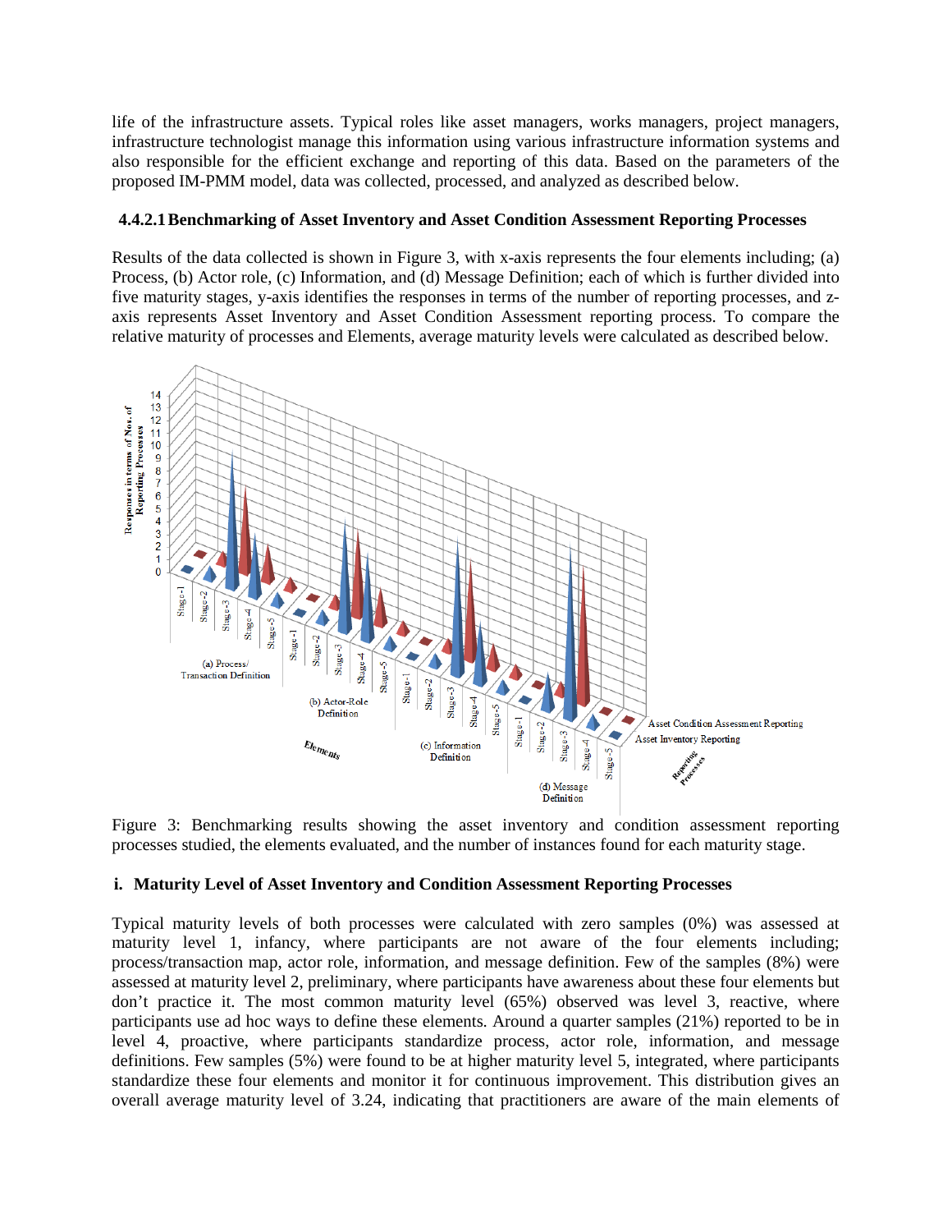life of the infrastructure assets. Typical roles like asset managers, works managers, project managers, infrastructure technologist manage this information using various infrastructure information systems and also responsible for the efficient exchange and reporting of this data. Based on the parameters of the proposed IM-PMM model, data was collected, processed, and analyzed as described below.

#### 4.4.2.1 Benchmarking of Asset Inventory and Asset Condition Assessment Reporting Processes

Results of the data collected is shown in Figure 3, with x-axis represents the four elements including; (a) Process, (b) Actor role, (c) Information, and (d) Message Definition; each of which is further divided into five maturity stages, y-axis identifies the responses in terms of the number of reporting processes, and z-axis represents Asset Inventory and Asset Condition Assessment reporting process. To compare the relative maturity of processes and Elements, average maturity levels were calculated as described below.

Figure 3: Benchmarking results showing the asset inventory and condition assessment reporting processes studied, the elements evaluated, and the number of instances found for each maturity stage.

#### i. Maturity Level of Asset Inventory and Condition Assessment Reporting Processes

Typical maturity levels of both processes were calculated with zero samples (0%) was assessed at maturity level 1, infancy, where participants are not aware of the four elements including; process/transaction map, actor role, information, and message definition. Few of the samples (8%) were assessed at maturity level 2, preliminary, where participants have awareness about these four elements but don't practice it. The most common maturity level (65%) observed was level 3, reactive, where participants use ad hoc ways to define these elements. Around a quarter samples (21%) reported to be in level 4, proactive, where participants standardize process, actor role, information, and message definitions. Few samples (5%) were found to be at higher maturity level 5, integrated, where participants standardize these four elements and monitor it for continuous improvement. This distribution gives an overall average maturity level of 3.24, indicating that practitioners are aware of the main elements of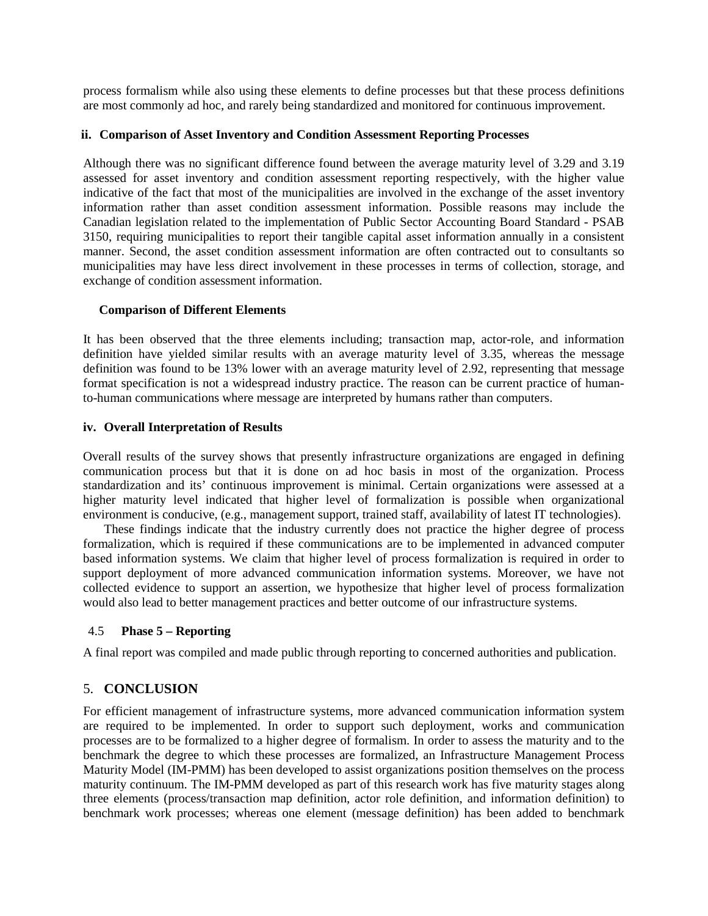process formalism while also using these elements to define processes but that these process definitions are most commonly ad hoc, and rarely being standardized and monitored for continuous improvement.

#### ii. Comparison of Asset Inventory and Condition Assessment Reporting Processes

Although there was no significant difference found between the average maturity level of 3.29 and 3.19 assessed for asset inventory and condition assessment reporting respectively, with the higher value indicative of the fact that most of the municipalities are involved in the exchange of the asset inventory information rather than asset condition assessment information. Possible reasons may include the Canadian legislation related to the implementation of Public Sector Accounting Board Standard - PSAB 3150, requiring municipalities to report their tangible capital asset information annually in a consistent manner. Second, the asset condition assessment information are often contracted out to consultants so municipalities may have less direct involvement in these processes in terms of collection, storage, and exchange of condition assessment information.

#### Comparison of Different Elements

It has been observed that the three elements including; transaction map, actor-role, and information definition have yielded similar results with an average maturity level of 3.35, whereas the message definition was found to be 13% lower with an average maturity level of 2.92, representing that message format specification is not a widespread industry practice. The reason can be current practice of human-to-human communications where message are interpreted by humans rather than computers.

#### iv. Overall Interpretation of Results

Overall results of the survey shows that presently infrastructure organizations are engaged in defining communication process but that it is done on ad hoc basis in most of the organization. Process standardization and its' continuous improvement is minimal. Certain organizations were assessed at a higher maturity level indicated that higher level of formalization is possible when organizational environment is conducive, (e.g., management support, trained staff, availability of latest IT technologies).

These findings indicate that the industry currently does not practice the higher degree of process formalization, which is required if these communications are to be implemented in advanced computer based information systems. We claim that higher level of process formalization is required in order to support deployment of more advanced communication information systems. Moreover, we have not collected evidence to support an assertion, we hypothesize that higher level of process formalization would also lead to better management practices and better outcome of our infrastructure systems.

### 4.5 Phase 5 – Reporting

A final report was compiled and made public through reporting to concerned authorities and publication.

## 5. CONCLUSION

For efficient management of infrastructure systems, more advanced communication information system are required to be implemented. In order to support such deployment, works and communication processes are to be formalized to a higher degree of formalism. In order to assess the maturity and to the benchmark the degree to which these processes are formalized, an Infrastructure Management Process Maturity Model (IM-PMM) has been developed to assist organizations position themselves on the process maturity continuum. The IM-PMM developed as part of this research work has five maturity stages along three elements (process/transaction map definition, actor role definition, and information definition) to benchmark work processes; whereas one element (message definition) has been added to benchmark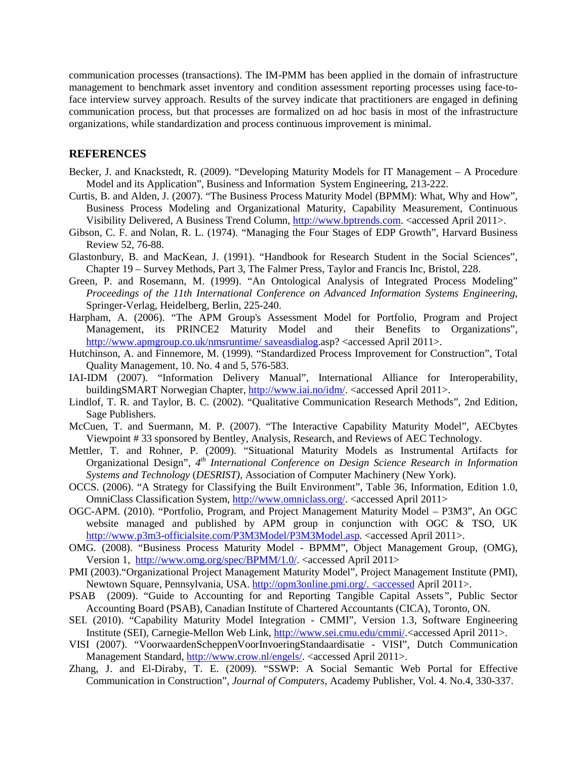communication processes (transactions). The IM-PMM has been applied in the domain of infrastructure management to benchmark asset inventory and condition assessment reporting processes using face-to-face interview survey approach. Results of the survey indicate that practitioners are engaged in defining communication process, but that processes are formalized on ad hoc basis in most of the infrastructure organizations, while standardization and process continuous improvement is minimal.

## REFERENCES

Becker, J. and Knackstedt, R. (2009). "Developing Maturity Models for IT Management – A Procedure Model and its Application", Business and Information System Engineering, 213-222.

Curtis, B. and Alden, J. (2007). "The Business Process Maturity Model (BPMM): What, Why and How", Business Process Modeling and Organizational Maturity, Capability Measurement, Continuous Visibility Delivered, A Business Trend Column, http://www.bptrends.com. <accessed April 2011>.

Gibson, C. F. and Nolan, R. L. (1974). "Managing the Four Stages of EDP Growth", Harvard Business Review 52, 76-88.

Glastonbury, B. and MacKean, J. (1991). "Handbook for Research Student in the Social Sciences", Chapter 19 – Survey Methods, Part 3, The Falmer Press, Taylor and Francis Inc, Bristol, 228.

Green, P. and Rosemann, M. (1999). "An Ontological Analysis of Integrated Process Modeling" *Proceedings of the 11th International Conference on Advanced Information Systems Engineering*, Springer-Verlag, Heidelberg, Berlin, 225-240.

Harpham, A. (2006). "The APM Group's Assessment Model for Portfolio, Program and Project Management, its PRINCE2 Maturity Model and their Benefits to Organizations", http://www.apmgroup.co.uk/nmsruntime/ saveasdialog.asp? <accessed April 2011>.

Hutchinson, A. and Finnemore, M. (1999). "Standardized Process Improvement for Construction", Total Quality Management, 10. No. 4 and 5, 576-583.

IAI-IDM (2007). "Information Delivery Manual", International Alliance for Interoperability, buildingSMART Norwegian Chapter, http://www.iai.no/idm/. <accessed April 2011>.

Lindlof, T. R. and Taylor, B. C. (2002). "Qualitative Communication Research Methods", 2nd Edition, Sage Publishers.

McCuen, T. and Suermann, M. P. (2007). "The Interactive Capability Maturity Model", AECbytes Viewpoint # 33 sponsored by Bentley, Analysis, Research, and Reviews of AEC Technology.

Mettler, T. and Rohner, P. (2009). "Situational Maturity Models as Instrumental Artifacts for Organizational Design", *4th International Conference on Design Science Research in Information Systems and Technology* (*DESRIST)*, Association of Computer Machinery (New York).

OCCS. (2006). "A Strategy for Classifying the Built Environment", Table 36, Information, Edition 1.0, OmniClass Classification System, http://www.omniclass.org/. <accessed April 2011>

OGC-APM. (2010). "Portfolio, Program, and Project Management Maturity Model – P3M3", An OGC website managed and published by APM group in conjunction with OGC & TSO, UK http://www.p3m3-officialsite.com/P3M3Model/P3M3Model.asp. <accessed April 2011>.

OMG. (2008). "Business Process Maturity Model - BPMM", Object Management Group, (OMG), Version 1, http://www.omg.org/spec/BPMM/1.0/. <accessed April 2011>

PMI (2003)."Organizational Project Management Maturity Model", Project Management Institute (PMI), Newtown Square, Pennsylvania, USA. http://opm3online.pmi.org/. <accessed April 2011>.

PSAB (2009). "Guide to Accounting for and Reporting Tangible Capital Assets", Public Sector Accounting Board (PSAB), Canadian Institute of Chartered Accountants (CICA), Toronto, ON.

SEI. (2010). "Capability Maturity Model Integration - CMMI", Version 1.3, Software Engineering Institute (SEI), Carnegie-Mellon Web Link, http://www.sei.cmu.edu/cmmi/.<accessed April 2011>.

VISI (2007). "VoorwaardenScheppenVoorInvoeringStandaardisatie - VISI", Dutch Communication Management Standard, http://www.crow.nl/engels/. <accessed April 2011>.

Zhang, J. and El-Diraby, T. E. (2009). "SSWP: A Social Semantic Web Portal for Effective Communication in Construction", *Journal of Computers*, Academy Publisher, Vol. 4. No.4, 330-337.